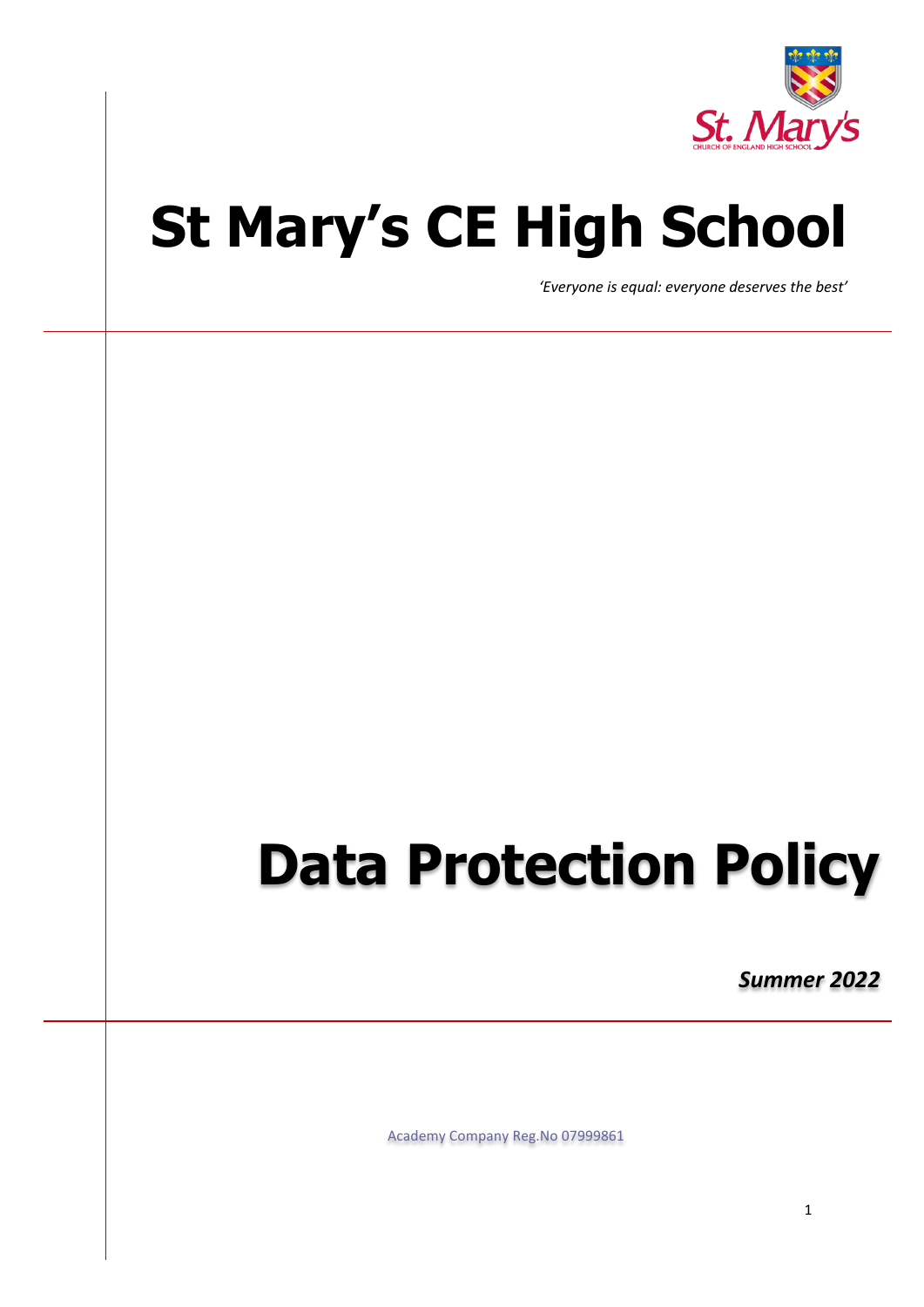# St Mary's CE High School

*'Everyone is equal: everyone deserves the best'*

# Data Protection Policy

***Summer 2022***

Academy Company Reg.No 07999861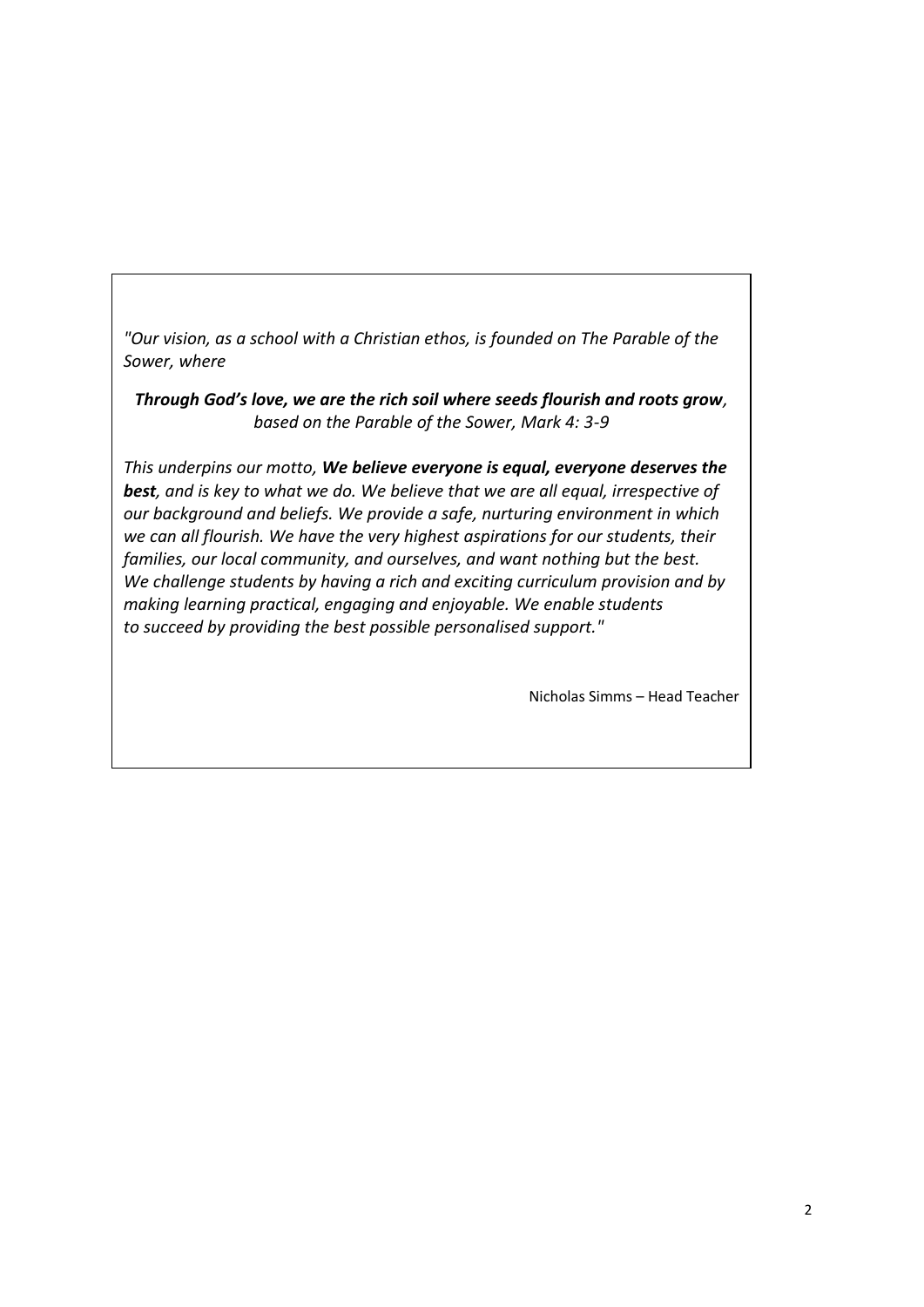*"Our vision, as a school with a Christian ethos, is founded on The Parable of the Sower, where*

***Through God's love, we are the rich soil where seeds flourish and roots grow**, based on the Parable of the Sower, Mark 4: 3-9*

*This underpins our motto, **We believe everyone is equal, everyone deserves the best**, and is key to what we do. We believe that we are all equal, irrespective of our background and beliefs. We provide a safe, nurturing environment in which we can all flourish. We have the very highest aspirations for our students, their families, our local community, and ourselves, and want nothing but the best. We challenge students by having a rich and exciting curriculum provision and by making learning practical, engaging and enjoyable. We enable students to succeed by providing the best possible personalised support."*

Nicholas Simms – Head Teacher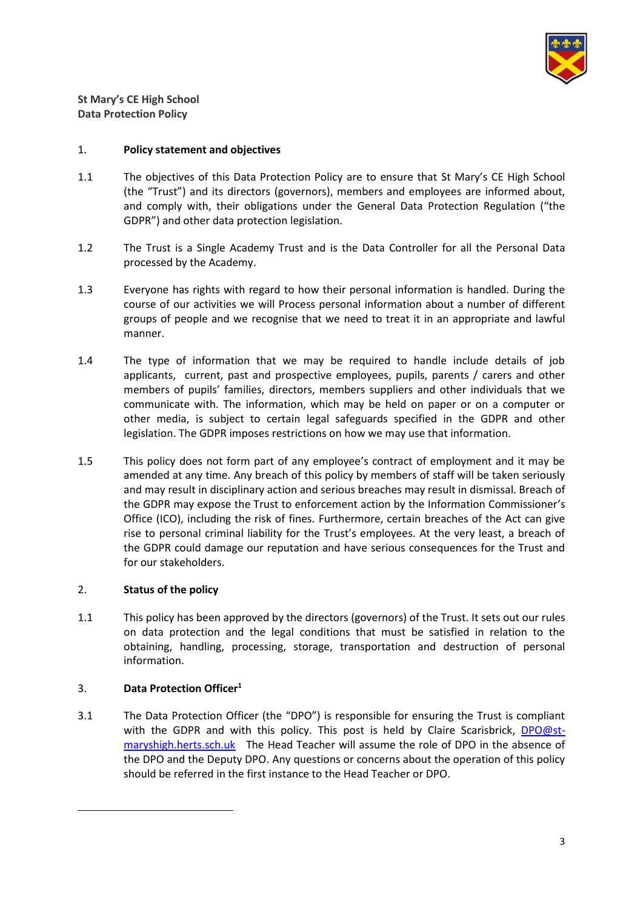**St Mary's CE High School**
**Data Protection Policy**

1. **Policy statement and objectives**

1.1 The objectives of this Data Protection Policy are to ensure that St Mary's CE High School (the "Trust") and its directors (governors), members and employees are informed about, and comply with, their obligations under the General Data Protection Regulation ("the GDPR") and other data protection legislation.

1.2 The Trust is a Single Academy Trust and is the Data Controller for all the Personal Data processed by the Academy.

1.3 Everyone has rights with regard to how their personal information is handled. During the course of our activities we will Process personal information about a number of different groups of people and we recognise that we need to treat it in an appropriate and lawful manner.

1.4 The type of information that we may be required to handle include details of job applicants, current, past and prospective employees, pupils, parents / carers and other members of pupils' families, directors, members suppliers and other individuals that we communicate with. The information, which may be held on paper or on a computer or other media, is subject to certain legal safeguards specified in the GDPR and other legislation. The GDPR imposes restrictions on how we may use that information.

1.5 This policy does not form part of any employee's contract of employment and it may be amended at any time. Any breach of this policy by members of staff will be taken seriously and may result in disciplinary action and serious breaches may result in dismissal. Breach of the GDPR may expose the Trust to enforcement action by the Information Commissioner's Office (ICO), including the risk of fines. Furthermore, certain breaches of the Act can give rise to personal criminal liability for the Trust's employees. At the very least, a breach of the GDPR could damage our reputation and have serious consequences for the Trust and for our stakeholders.

2. **Status of the policy**

1.1 This policy has been approved by the directors (governors) of the Trust. It sets out our rules on data protection and the legal conditions that must be satisfied in relation to the obtaining, handling, processing, storage, transportation and destruction of personal information.

3. **Data Protection Officer[1]**

3.1 The Data Protection Officer (the "DPO") is responsible for ensuring the Trust is compliant with the GDPR and with this policy. This post is held by Claire Scarisbrick, DPO@st-maryshigh.herts.sch.uk The Head Teacher will assume the role of DPO in the absence of the DPO and the Deputy DPO. Any questions or concerns about the operation of this policy should be referred in the first instance to the Head Teacher or DPO.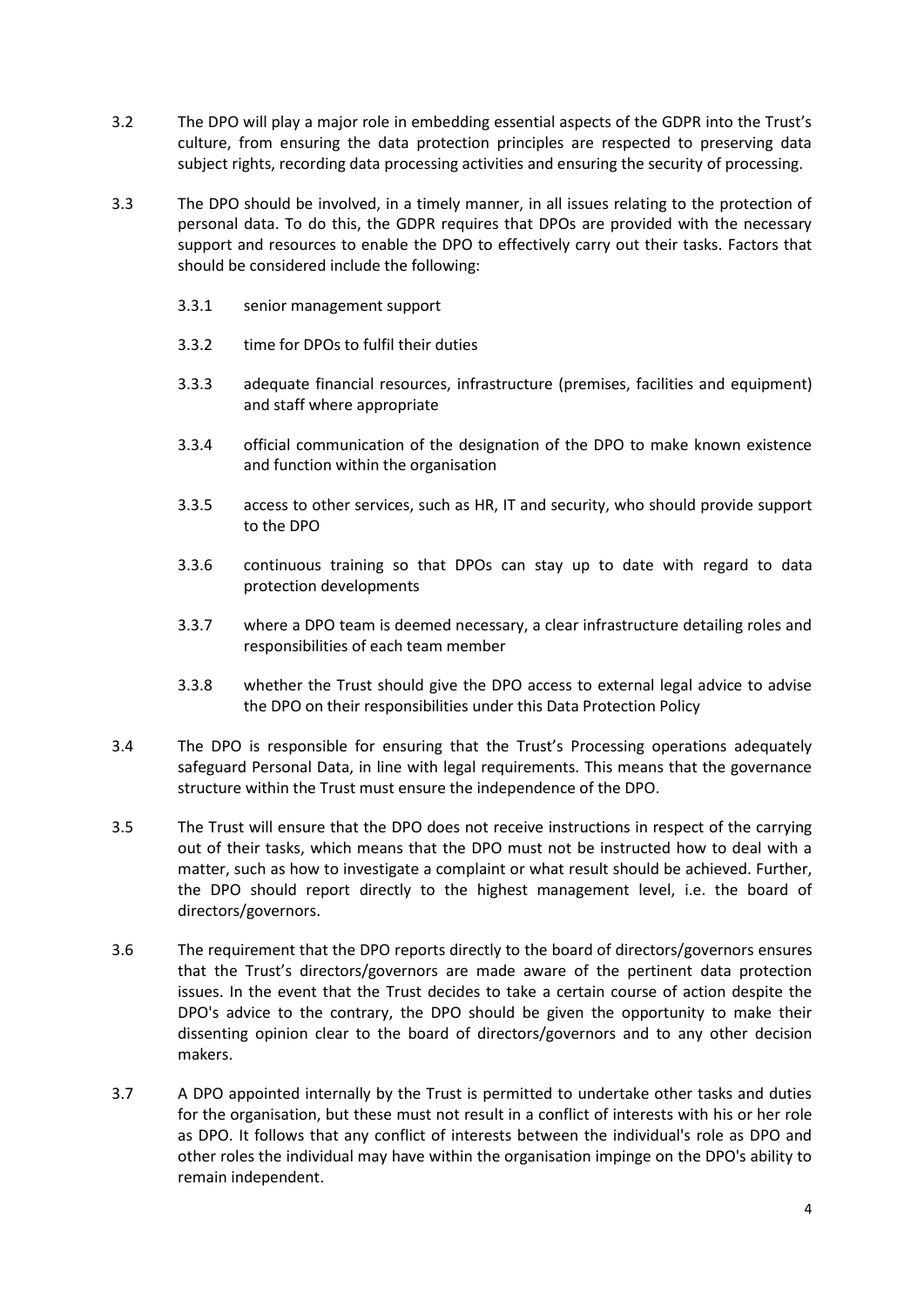3.2 The DPO will play a major role in embedding essential aspects of the GDPR into the Trust's culture, from ensuring the data protection principles are respected to preserving data subject rights, recording data processing activities and ensuring the security of processing.

3.3 The DPO should be involved, in a timely manner, in all issues relating to the protection of personal data. To do this, the GDPR requires that DPOs are provided with the necessary support and resources to enable the DPO to effectively carry out their tasks. Factors that should be considered include the following:

3.3.1 senior management support

3.3.2 time for DPOs to fulfil their duties

3.3.3 adequate financial resources, infrastructure (premises, facilities and equipment) and staff where appropriate

3.3.4 official communication of the designation of the DPO to make known existence and function within the organisation

3.3.5 access to other services, such as HR, IT and security, who should provide support to the DPO

3.3.6 continuous training so that DPOs can stay up to date with regard to data protection developments

3.3.7 where a DPO team is deemed necessary, a clear infrastructure detailing roles and responsibilities of each team member

3.3.8 whether the Trust should give the DPO access to external legal advice to advise the DPO on their responsibilities under this Data Protection Policy

3.4 The DPO is responsible for ensuring that the Trust's Processing operations adequately safeguard Personal Data, in line with legal requirements. This means that the governance structure within the Trust must ensure the independence of the DPO.

3.5 The Trust will ensure that the DPO does not receive instructions in respect of the carrying out of their tasks, which means that the DPO must not be instructed how to deal with a matter, such as how to investigate a complaint or what result should be achieved. Further, the DPO should report directly to the highest management level, i.e. the board of directors/governors.

3.6 The requirement that the DPO reports directly to the board of directors/governors ensures that the Trust's directors/governors are made aware of the pertinent data protection issues. In the event that the Trust decides to take a certain course of action despite the DPO's advice to the contrary, the DPO should be given the opportunity to make their dissenting opinion clear to the board of directors/governors and to any other decision makers.

3.7 A DPO appointed internally by the Trust is permitted to undertake other tasks and duties for the organisation, but these must not result in a conflict of interests with his or her role as DPO. It follows that any conflict of interests between the individual's role as DPO and other roles the individual may have within the organisation impinge on the DPO's ability to remain independent.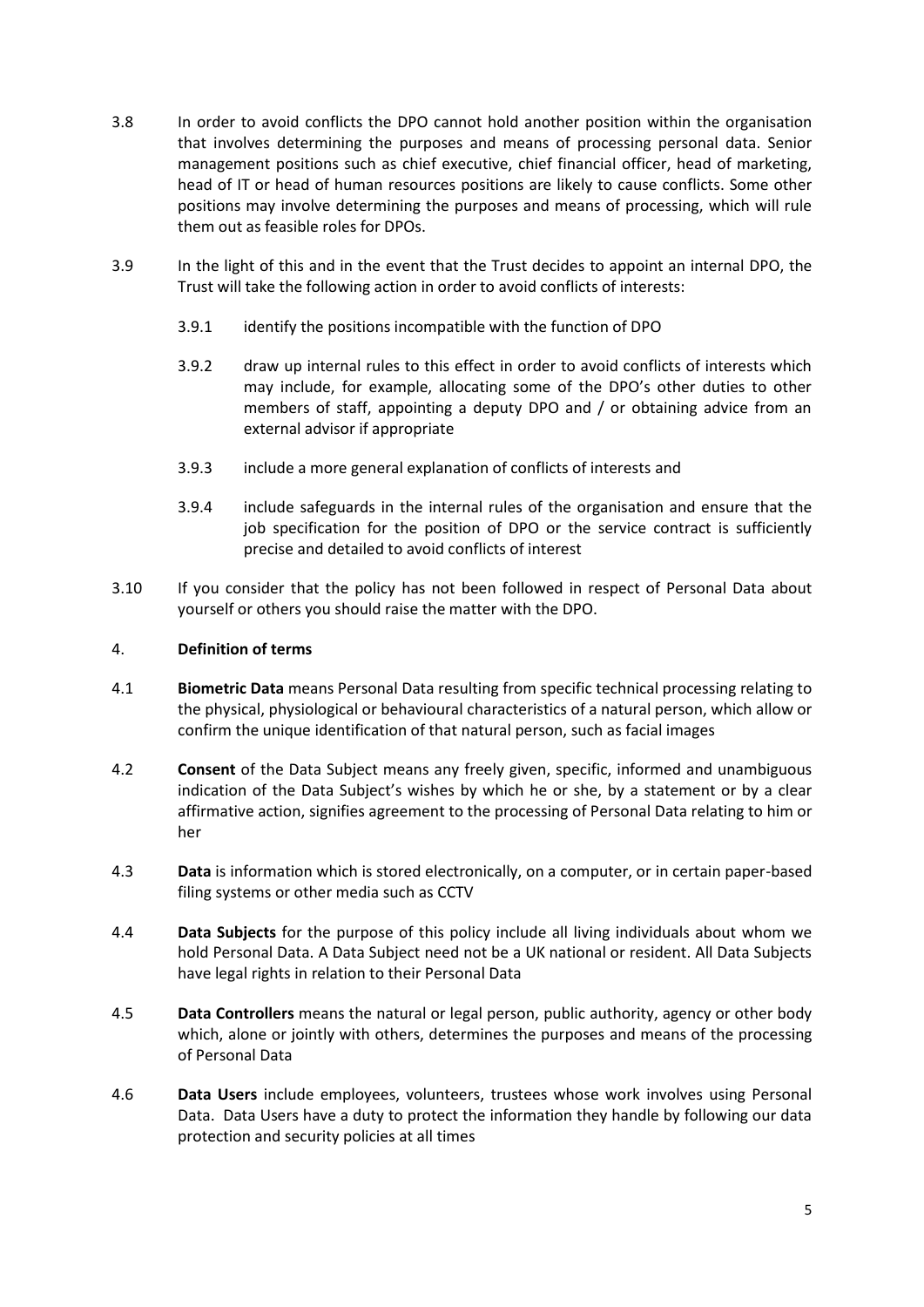3.8 In order to avoid conflicts the DPO cannot hold another position within the organisation that involves determining the purposes and means of processing personal data. Senior management positions such as chief executive, chief financial officer, head of marketing, head of IT or head of human resources positions are likely to cause conflicts. Some other positions may involve determining the purposes and means of processing, which will rule them out as feasible roles for DPOs.

3.9 In the light of this and in the event that the Trust decides to appoint an internal DPO, the Trust will take the following action in order to avoid conflicts of interests:

3.9.1 identify the positions incompatible with the function of DPO

3.9.2 draw up internal rules to this effect in order to avoid conflicts of interests which may include, for example, allocating some of the DPO's other duties to other members of staff, appointing a deputy DPO and / or obtaining advice from an external advisor if appropriate

3.9.3 include a more general explanation of conflicts of interests and

3.9.4 include safeguards in the internal rules of the organisation and ensure that the job specification for the position of DPO or the service contract is sufficiently precise and detailed to avoid conflicts of interest

3.10 If you consider that the policy has not been followed in respect of Personal Data about yourself or others you should raise the matter with the DPO.

## 4. Definition of terms

4.1 **Biometric Data** means Personal Data resulting from specific technical processing relating to the physical, physiological or behavioural characteristics of a natural person, which allow or confirm the unique identification of that natural person, such as facial images

4.2 **Consent** of the Data Subject means any freely given, specific, informed and unambiguous indication of the Data Subject's wishes by which he or she, by a statement or by a clear affirmative action, signifies agreement to the processing of Personal Data relating to him or her

4.3 **Data** is information which is stored electronically, on a computer, or in certain paper-based filing systems or other media such as CCTV

4.4 **Data Subjects** for the purpose of this policy include all living individuals about whom we hold Personal Data. A Data Subject need not be a UK national or resident. All Data Subjects have legal rights in relation to their Personal Data

4.5 **Data Controllers** means the natural or legal person, public authority, agency or other body which, alone or jointly with others, determines the purposes and means of the processing of Personal Data

4.6 **Data Users** include employees, volunteers, trustees whose work involves using Personal Data. Data Users have a duty to protect the information they handle by following our data protection and security policies at all times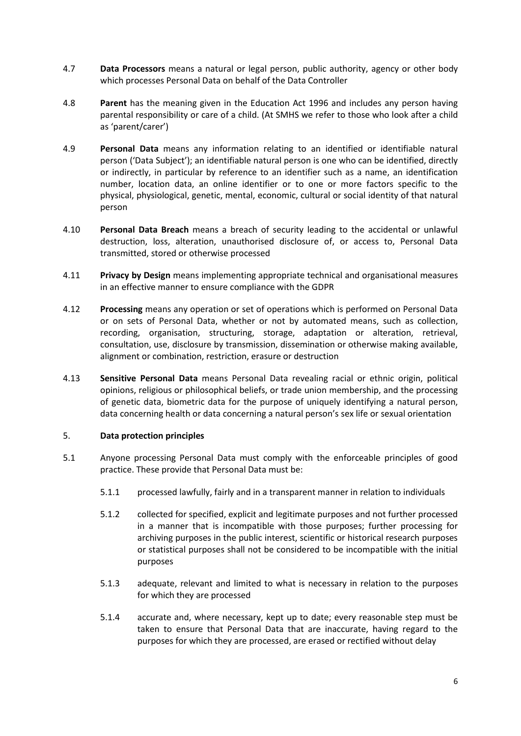4.7 **Data Processors** means a natural or legal person, public authority, agency or other body which processes Personal Data on behalf of the Data Controller

4.8 **Parent** has the meaning given in the Education Act 1996 and includes any person having parental responsibility or care of a child. (At SMHS we refer to those who look after a child as 'parent/carer')

4.9 **Personal Data** means any information relating to an identified or identifiable natural person ('Data Subject'); an identifiable natural person is one who can be identified, directly or indirectly, in particular by reference to an identifier such as a name, an identification number, location data, an online identifier or to one or more factors specific to the physical, physiological, genetic, mental, economic, cultural or social identity of that natural person

4.10 **Personal Data Breach** means a breach of security leading to the accidental or unlawful destruction, loss, alteration, unauthorised disclosure of, or access to, Personal Data transmitted, stored or otherwise processed

4.11 **Privacy by Design** means implementing appropriate technical and organisational measures in an effective manner to ensure compliance with the GDPR

4.12 **Processing** means any operation or set of operations which is performed on Personal Data or on sets of Personal Data, whether or not by automated means, such as collection, recording, organisation, structuring, storage, adaptation or alteration, retrieval, consultation, use, disclosure by transmission, dissemination or otherwise making available, alignment or combination, restriction, erasure or destruction

4.13 **Sensitive Personal Data** means Personal Data revealing racial or ethnic origin, political opinions, religious or philosophical beliefs, or trade union membership, and the processing of genetic data, biometric data for the purpose of uniquely identifying a natural person, data concerning health or data concerning a natural person's sex life or sexual orientation

## 5. Data protection principles

5.1 Anyone processing Personal Data must comply with the enforceable principles of good practice. These provide that Personal Data must be:

5.1.1 processed lawfully, fairly and in a transparent manner in relation to individuals

5.1.2 collected for specified, explicit and legitimate purposes and not further processed in a manner that is incompatible with those purposes; further processing for archiving purposes in the public interest, scientific or historical research purposes or statistical purposes shall not be considered to be incompatible with the initial purposes

5.1.3 adequate, relevant and limited to what is necessary in relation to the purposes for which they are processed

5.1.4 accurate and, where necessary, kept up to date; every reasonable step must be taken to ensure that Personal Data that are inaccurate, having regard to the purposes for which they are processed, are erased or rectified without delay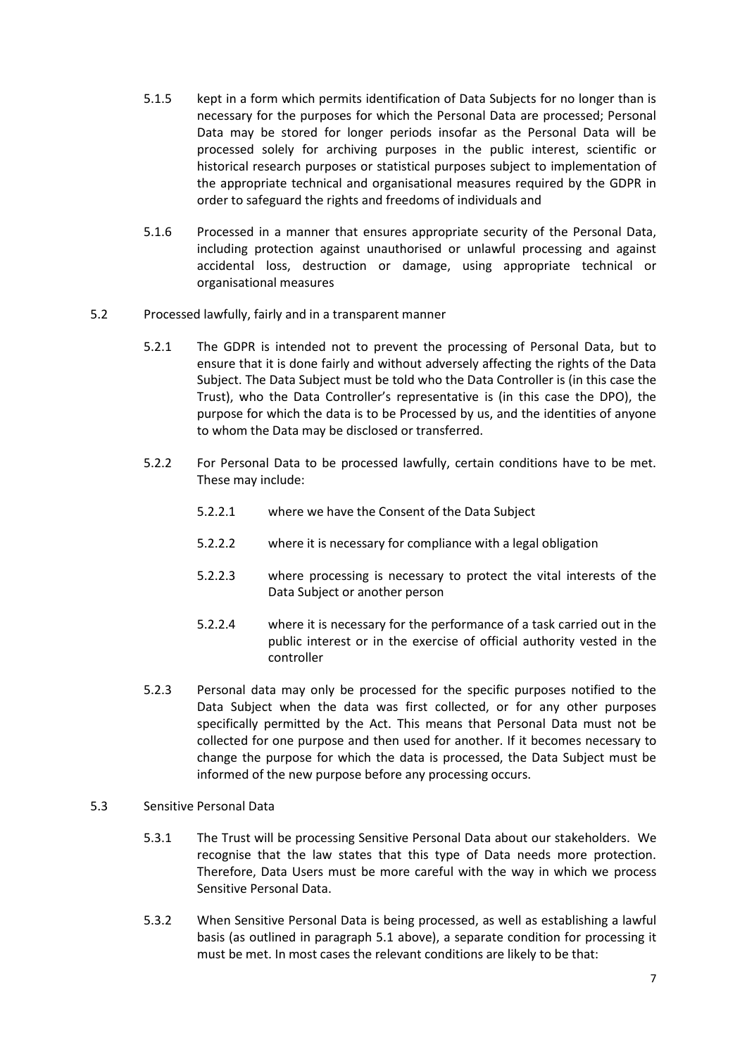5.1.5 kept in a form which permits identification of Data Subjects for no longer than is necessary for the purposes for which the Personal Data are processed; Personal Data may be stored for longer periods insofar as the Personal Data will be processed solely for archiving purposes in the public interest, scientific or historical research purposes or statistical purposes subject to implementation of the appropriate technical and organisational measures required by the GDPR in order to safeguard the rights and freedoms of individuals and

5.1.6 Processed in a manner that ensures appropriate security of the Personal Data, including protection against unauthorised or unlawful processing and against accidental loss, destruction or damage, using appropriate technical or organisational measures

5.2 Processed lawfully, fairly and in a transparent manner

5.2.1 The GDPR is intended not to prevent the processing of Personal Data, but to ensure that it is done fairly and without adversely affecting the rights of the Data Subject. The Data Subject must be told who the Data Controller is (in this case the Trust), who the Data Controller's representative is (in this case the DPO), the purpose for which the data is to be Processed by us, and the identities of anyone to whom the Data may be disclosed or transferred.

5.2.2 For Personal Data to be processed lawfully, certain conditions have to be met. These may include:

5.2.2.1 where we have the Consent of the Data Subject

5.2.2.2 where it is necessary for compliance with a legal obligation

5.2.2.3 where processing is necessary to protect the vital interests of the Data Subject or another person

5.2.2.4 where it is necessary for the performance of a task carried out in the public interest or in the exercise of official authority vested in the controller

5.2.3 Personal data may only be processed for the specific purposes notified to the Data Subject when the data was first collected, or for any other purposes specifically permitted by the Act. This means that Personal Data must not be collected for one purpose and then used for another. If it becomes necessary to change the purpose for which the data is processed, the Data Subject must be informed of the new purpose before any processing occurs.

5.3 Sensitive Personal Data

5.3.1 The Trust will be processing Sensitive Personal Data about our stakeholders. We recognise that the law states that this type of Data needs more protection. Therefore, Data Users must be more careful with the way in which we process Sensitive Personal Data.

5.3.2 When Sensitive Personal Data is being processed, as well as establishing a lawful basis (as outlined in paragraph 5.1 above), a separate condition for processing it must be met. In most cases the relevant conditions are likely to be that: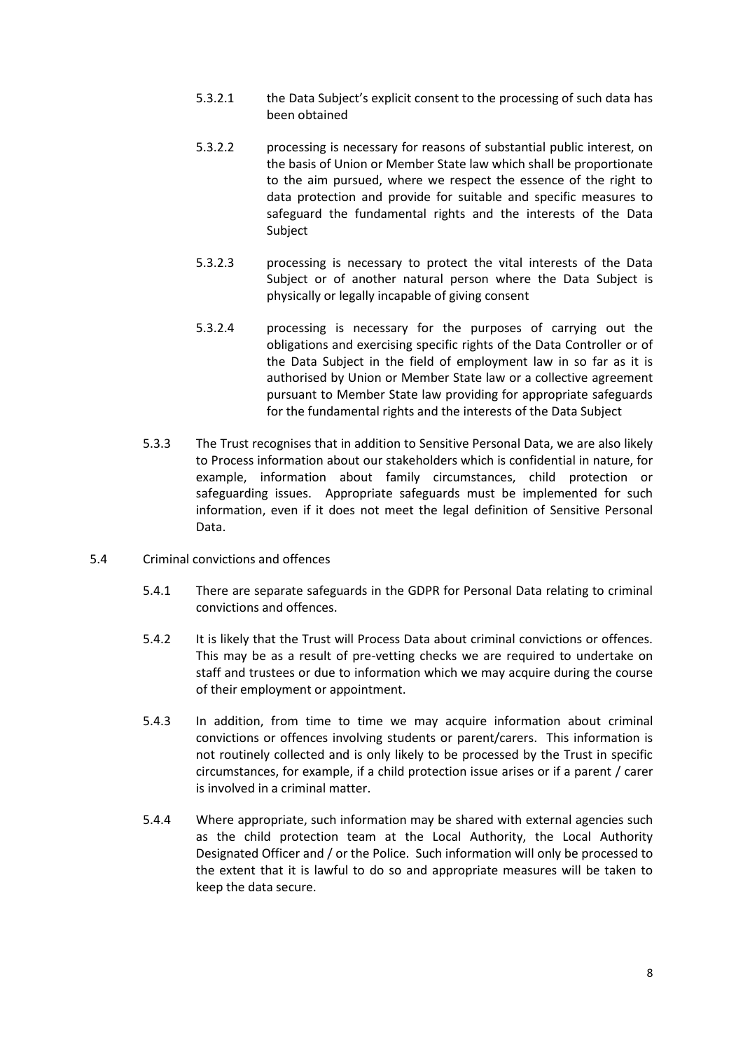5.3.2.1 the Data Subject's explicit consent to the processing of such data has been obtained

5.3.2.2 processing is necessary for reasons of substantial public interest, on the basis of Union or Member State law which shall be proportionate to the aim pursued, where we respect the essence of the right to data protection and provide for suitable and specific measures to safeguard the fundamental rights and the interests of the Data Subject

5.3.2.3 processing is necessary to protect the vital interests of the Data Subject or of another natural person where the Data Subject is physically or legally incapable of giving consent

5.3.2.4 processing is necessary for the purposes of carrying out the obligations and exercising specific rights of the Data Controller or of the Data Subject in the field of employment law in so far as it is authorised by Union or Member State law or a collective agreement pursuant to Member State law providing for appropriate safeguards for the fundamental rights and the interests of the Data Subject

5.3.3 The Trust recognises that in addition to Sensitive Personal Data, we are also likely to Process information about our stakeholders which is confidential in nature, for example, information about family circumstances, child protection or safeguarding issues. Appropriate safeguards must be implemented for such information, even if it does not meet the legal definition of Sensitive Personal Data.

5.4 Criminal convictions and offences

5.4.1 There are separate safeguards in the GDPR for Personal Data relating to criminal convictions and offences.

5.4.2 It is likely that the Trust will Process Data about criminal convictions or offences. This may be as a result of pre-vetting checks we are required to undertake on staff and trustees or due to information which we may acquire during the course of their employment or appointment.

5.4.3 In addition, from time to time we may acquire information about criminal convictions or offences involving students or parent/carers. This information is not routinely collected and is only likely to be processed by the Trust in specific circumstances, for example, if a child protection issue arises or if a parent / carer is involved in a criminal matter.

5.4.4 Where appropriate, such information may be shared with external agencies such as the child protection team at the Local Authority, the Local Authority Designated Officer and / or the Police. Such information will only be processed to the extent that it is lawful to do so and appropriate measures will be taken to keep the data secure.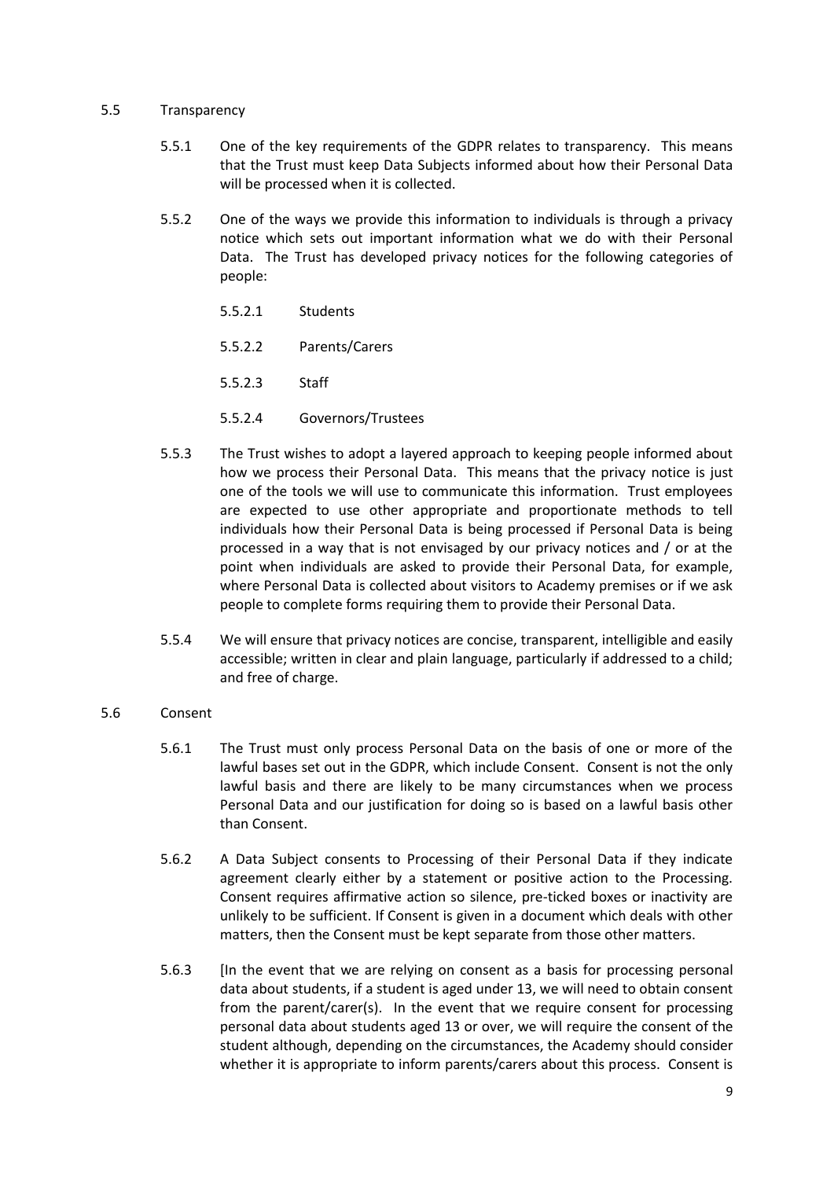## 5.5 Transparency

5.5.1 One of the key requirements of the GDPR relates to transparency. This means that the Trust must keep Data Subjects informed about how their Personal Data will be processed when it is collected.

5.5.2 One of the ways we provide this information to individuals is through a privacy notice which sets out important information what we do with their Personal Data. The Trust has developed privacy notices for the following categories of people:

5.5.2.1 Students

5.5.2.2 Parents/Carers

5.5.2.3 Staff

5.5.2.4 Governors/Trustees

5.5.3 The Trust wishes to adopt a layered approach to keeping people informed about how we process their Personal Data. This means that the privacy notice is just one of the tools we will use to communicate this information. Trust employees are expected to use other appropriate and proportionate methods to tell individuals how their Personal Data is being processed if Personal Data is being processed in a way that is not envisaged by our privacy notices and / or at the point when individuals are asked to provide their Personal Data, for example, where Personal Data is collected about visitors to Academy premises or if we ask people to complete forms requiring them to provide their Personal Data.

5.5.4 We will ensure that privacy notices are concise, transparent, intelligible and easily accessible; written in clear and plain language, particularly if addressed to a child; and free of charge.

## 5.6 Consent

5.6.1 The Trust must only process Personal Data on the basis of one or more of the lawful bases set out in the GDPR, which include Consent. Consent is not the only lawful basis and there are likely to be many circumstances when we process Personal Data and our justification for doing so is based on a lawful basis other than Consent.

5.6.2 A Data Subject consents to Processing of their Personal Data if they indicate agreement clearly either by a statement or positive action to the Processing. Consent requires affirmative action so silence, pre-ticked boxes or inactivity are unlikely to be sufficient. If Consent is given in a document which deals with other matters, then the Consent must be kept separate from those other matters.

5.6.3 [In the event that we are relying on consent as a basis for processing personal data about students, if a student is aged under 13, we will need to obtain consent from the parent/carer(s). In the event that we require consent for processing personal data about students aged 13 or over, we will require the consent of the student although, depending on the circumstances, the Academy should consider whether it is appropriate to inform parents/carers about this process. Consent is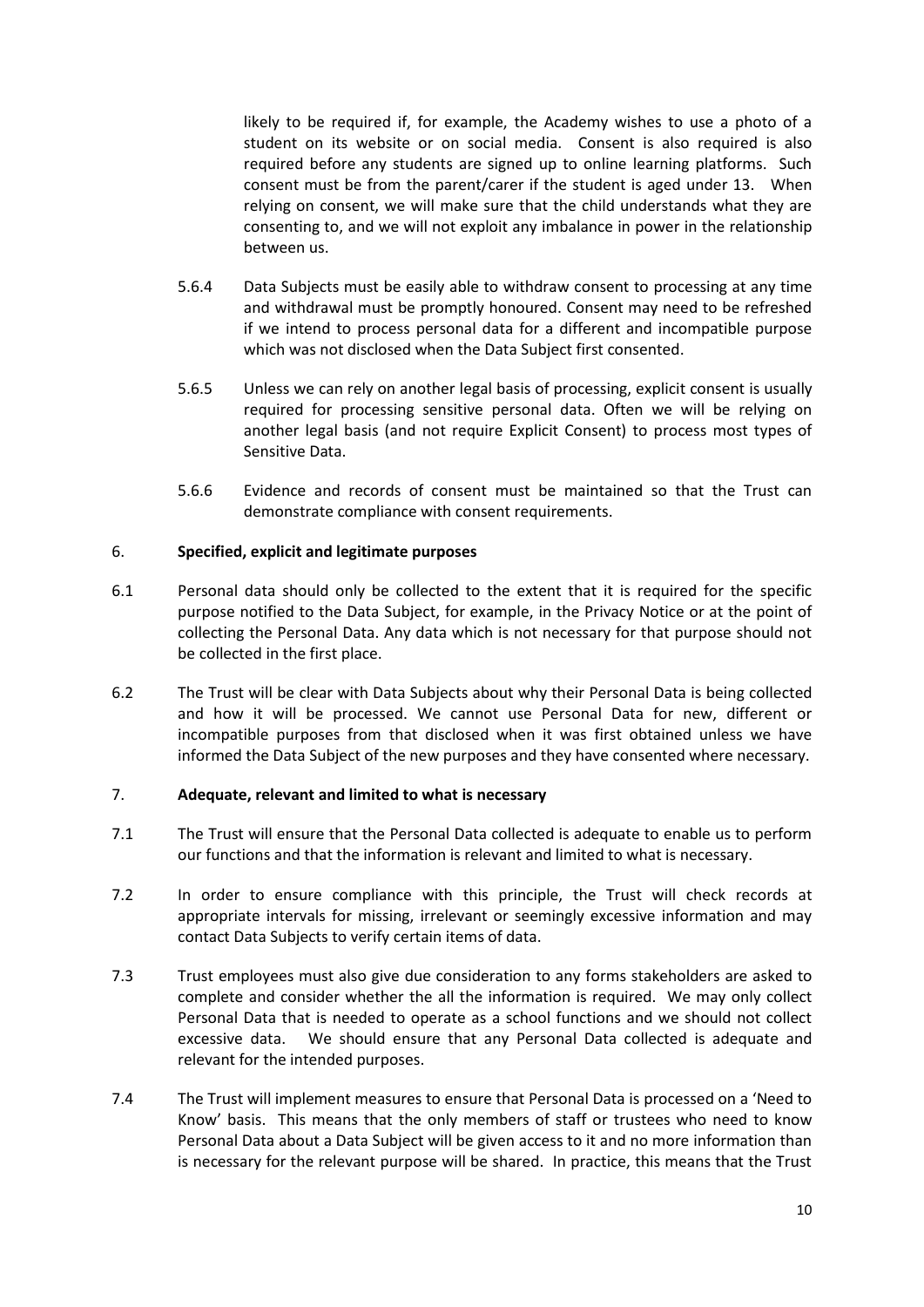likely to be required if, for example, the Academy wishes to use a photo of a student on its website or on social media. Consent is also required is also required before any students are signed up to online learning platforms. Such consent must be from the parent/carer if the student is aged under 13. When relying on consent, we will make sure that the child understands what they are consenting to, and we will not exploit any imbalance in power in the relationship between us.

5.6.4 Data Subjects must be easily able to withdraw consent to processing at any time and withdrawal must be promptly honoured. Consent may need to be refreshed if we intend to process personal data for a different and incompatible purpose which was not disclosed when the Data Subject first consented.

5.6.5 Unless we can rely on another legal basis of processing, explicit consent is usually required for processing sensitive personal data. Often we will be relying on another legal basis (and not require Explicit Consent) to process most types of Sensitive Data.

5.6.6 Evidence and records of consent must be maintained so that the Trust can demonstrate compliance with consent requirements.

## 6. **Specified, explicit and legitimate purposes**

6.1 Personal data should only be collected to the extent that it is required for the specific purpose notified to the Data Subject, for example, in the Privacy Notice or at the point of collecting the Personal Data. Any data which is not necessary for that purpose should not be collected in the first place.

6.2 The Trust will be clear with Data Subjects about why their Personal Data is being collected and how it will be processed. We cannot use Personal Data for new, different or incompatible purposes from that disclosed when it was first obtained unless we have informed the Data Subject of the new purposes and they have consented where necessary.

## 7. **Adequate, relevant and limited to what is necessary**

7.1 The Trust will ensure that the Personal Data collected is adequate to enable us to perform our functions and that the information is relevant and limited to what is necessary.

7.2 In order to ensure compliance with this principle, the Trust will check records at appropriate intervals for missing, irrelevant or seemingly excessive information and may contact Data Subjects to verify certain items of data.

7.3 Trust employees must also give due consideration to any forms stakeholders are asked to complete and consider whether the all the information is required. We may only collect Personal Data that is needed to operate as a school functions and we should not collect excessive data. We should ensure that any Personal Data collected is adequate and relevant for the intended purposes.

7.4 The Trust will implement measures to ensure that Personal Data is processed on a 'Need to Know' basis. This means that the only members of staff or trustees who need to know Personal Data about a Data Subject will be given access to it and no more information than is necessary for the relevant purpose will be shared. In practice, this means that the Trust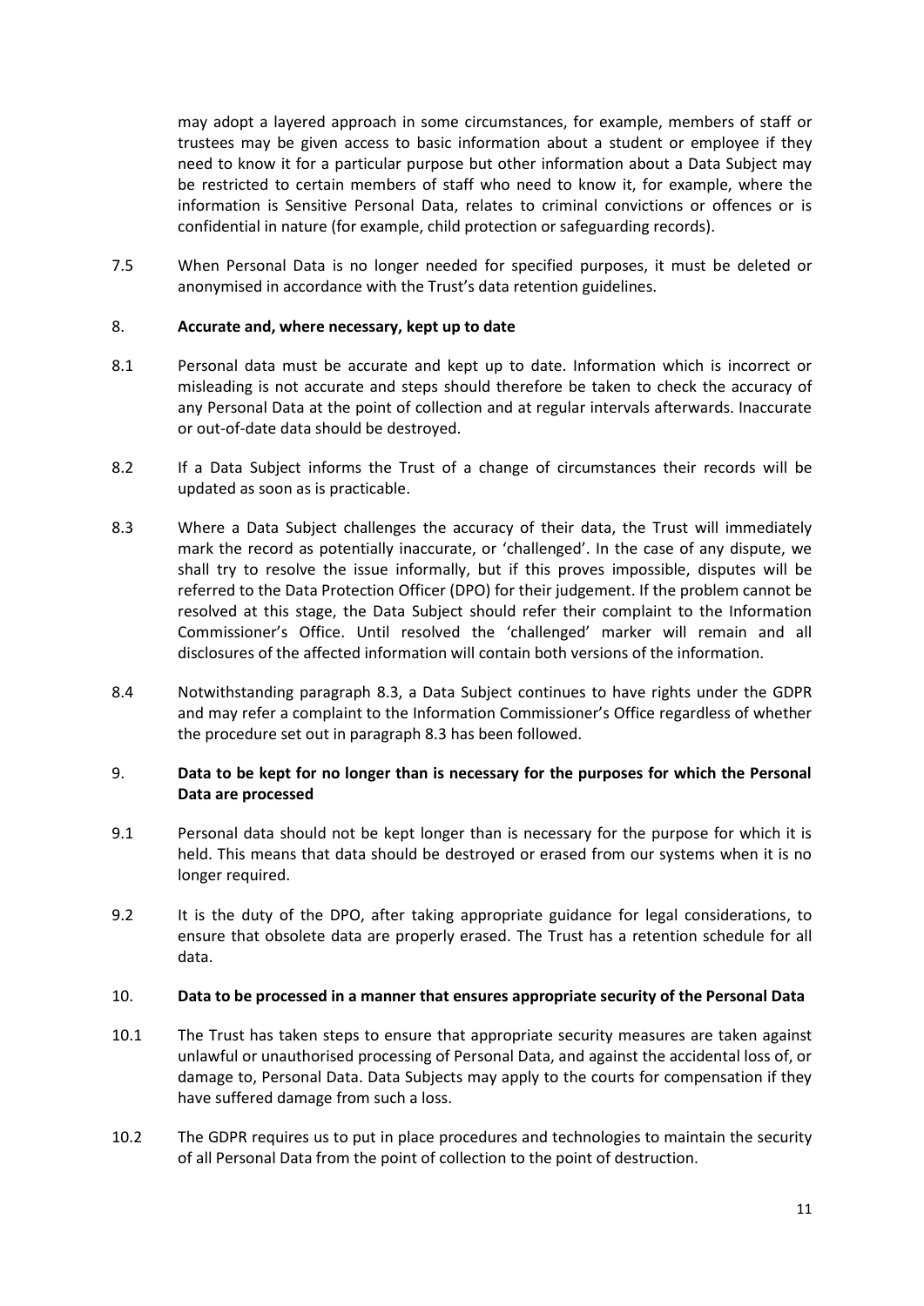may adopt a layered approach in some circumstances, for example, members of staff or trustees may be given access to basic information about a student or employee if they need to know it for a particular purpose but other information about a Data Subject may be restricted to certain members of staff who need to know it, for example, where the information is Sensitive Personal Data, relates to criminal convictions or offences or is confidential in nature (for example, child protection or safeguarding records).

7.5 When Personal Data is no longer needed for specified purposes, it must be deleted or anonymised in accordance with the Trust's data retention guidelines.

8. **Accurate and, where necessary, kept up to date**

8.1 Personal data must be accurate and kept up to date. Information which is incorrect or misleading is not accurate and steps should therefore be taken to check the accuracy of any Personal Data at the point of collection and at regular intervals afterwards. Inaccurate or out-of-date data should be destroyed.

8.2 If a Data Subject informs the Trust of a change of circumstances their records will be updated as soon as is practicable.

8.3 Where a Data Subject challenges the accuracy of their data, the Trust will immediately mark the record as potentially inaccurate, or 'challenged'. In the case of any dispute, we shall try to resolve the issue informally, but if this proves impossible, disputes will be referred to the Data Protection Officer (DPO) for their judgement. If the problem cannot be resolved at this stage, the Data Subject should refer their complaint to the Information Commissioner's Office. Until resolved the 'challenged' marker will remain and all disclosures of the affected information will contain both versions of the information.

8.4 Notwithstanding paragraph 8.3, a Data Subject continues to have rights under the GDPR and may refer a complaint to the Information Commissioner's Office regardless of whether the procedure set out in paragraph 8.3 has been followed.

9. **Data to be kept for no longer than is necessary for the purposes for which the Personal Data are processed**

9.1 Personal data should not be kept longer than is necessary for the purpose for which it is held. This means that data should be destroyed or erased from our systems when it is no longer required.

9.2 It is the duty of the DPO, after taking appropriate guidance for legal considerations, to ensure that obsolete data are properly erased. The Trust has a retention schedule for all data.

10. **Data to be processed in a manner that ensures appropriate security of the Personal Data**

10.1 The Trust has taken steps to ensure that appropriate security measures are taken against unlawful or unauthorised processing of Personal Data, and against the accidental loss of, or damage to, Personal Data. Data Subjects may apply to the courts for compensation if they have suffered damage from such a loss.

10.2 The GDPR requires us to put in place procedures and technologies to maintain the security of all Personal Data from the point of collection to the point of destruction.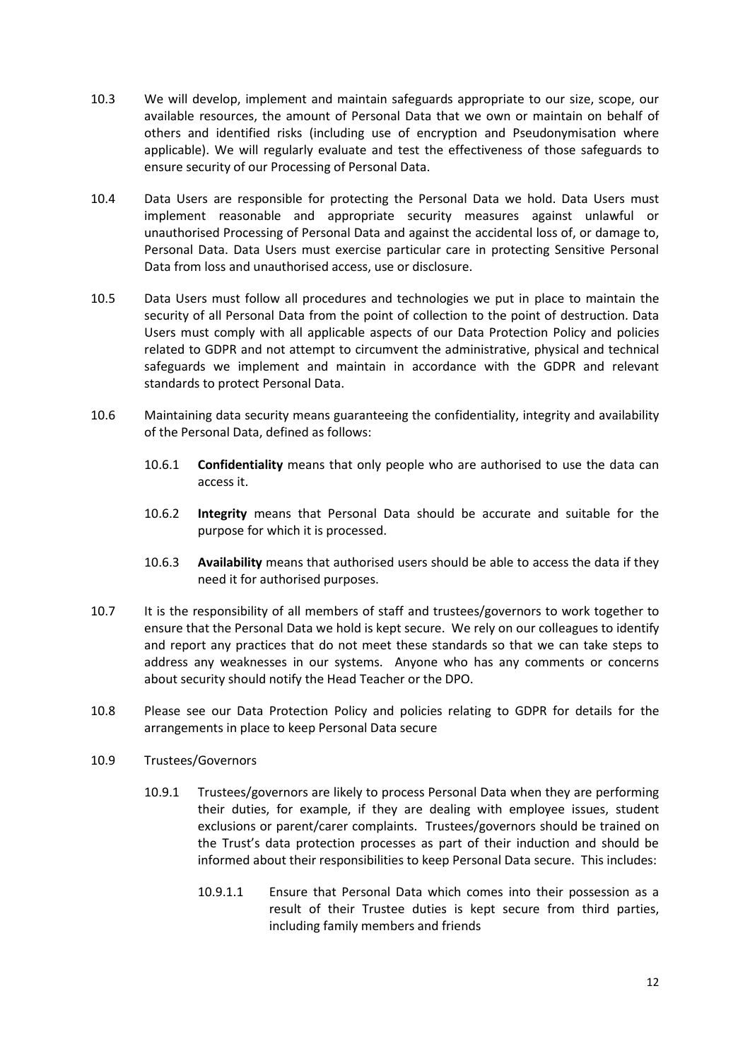10.3 We will develop, implement and maintain safeguards appropriate to our size, scope, our available resources, the amount of Personal Data that we own or maintain on behalf of others and identified risks (including use of encryption and Pseudonymisation where applicable). We will regularly evaluate and test the effectiveness of those safeguards to ensure security of our Processing of Personal Data.

10.4 Data Users are responsible for protecting the Personal Data we hold. Data Users must implement reasonable and appropriate security measures against unlawful or unauthorised Processing of Personal Data and against the accidental loss of, or damage to, Personal Data. Data Users must exercise particular care in protecting Sensitive Personal Data from loss and unauthorised access, use or disclosure.

10.5 Data Users must follow all procedures and technologies we put in place to maintain the security of all Personal Data from the point of collection to the point of destruction. Data Users must comply with all applicable aspects of our Data Protection Policy and policies related to GDPR and not attempt to circumvent the administrative, physical and technical safeguards we implement and maintain in accordance with the GDPR and relevant standards to protect Personal Data.

10.6 Maintaining data security means guaranteeing the confidentiality, integrity and availability of the Personal Data, defined as follows:

10.6.1 **Confidentiality** means that only people who are authorised to use the data can access it.

10.6.2 **Integrity** means that Personal Data should be accurate and suitable for the purpose for which it is processed.

10.6.3 **Availability** means that authorised users should be able to access the data if they need it for authorised purposes.

10.7 It is the responsibility of all members of staff and trustees/governors to work together to ensure that the Personal Data we hold is kept secure. We rely on our colleagues to identify and report any practices that do not meet these standards so that we can take steps to address any weaknesses in our systems. Anyone who has any comments or concerns about security should notify the Head Teacher or the DPO.

10.8 Please see our Data Protection Policy and policies relating to GDPR for details for the arrangements in place to keep Personal Data secure

10.9 Trustees/Governors

10.9.1 Trustees/governors are likely to process Personal Data when they are performing their duties, for example, if they are dealing with employee issues, student exclusions or parent/carer complaints. Trustees/governors should be trained on the Trust's data protection processes as part of their induction and should be informed about their responsibilities to keep Personal Data secure. This includes:

10.9.1.1 Ensure that Personal Data which comes into their possession as a result of their Trustee duties is kept secure from third parties, including family members and friends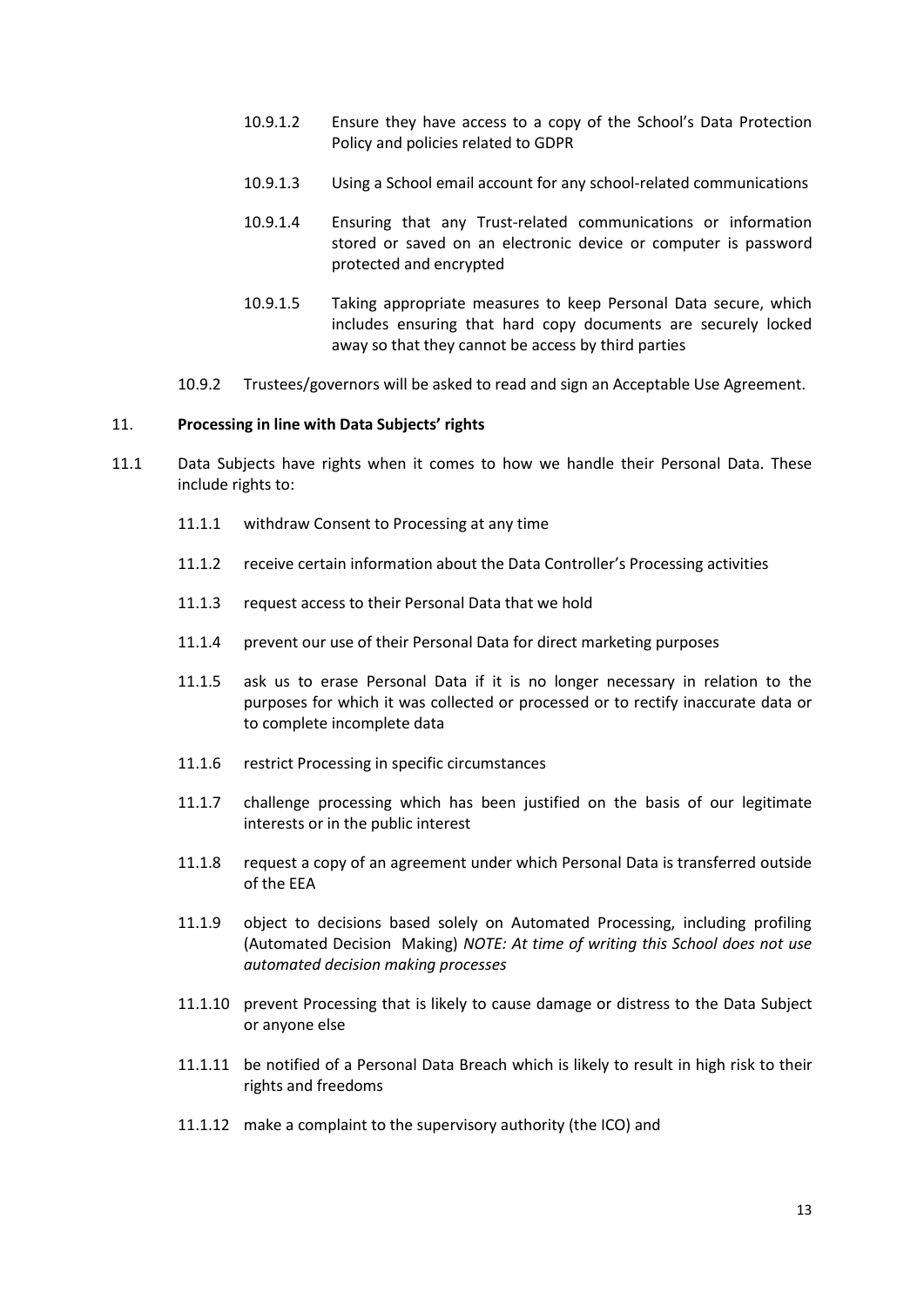10.9.1.2 Ensure they have access to a copy of the School's Data Protection Policy and policies related to GDPR

10.9.1.3 Using a School email account for any school-related communications

10.9.1.4 Ensuring that any Trust-related communications or information stored or saved on an electronic device or computer is password protected and encrypted

10.9.1.5 Taking appropriate measures to keep Personal Data secure, which includes ensuring that hard copy documents are securely locked away so that they cannot be access by third parties

10.9.2 Trustees/governors will be asked to read and sign an Acceptable Use Agreement.

## 11. **Processing in line with Data Subjects' rights**

11.1 Data Subjects have rights when it comes to how we handle their Personal Data. These include rights to:

11.1.1 withdraw Consent to Processing at any time

11.1.2 receive certain information about the Data Controller's Processing activities

11.1.3 request access to their Personal Data that we hold

11.1.4 prevent our use of their Personal Data for direct marketing purposes

11.1.5 ask us to erase Personal Data if it is no longer necessary in relation to the purposes for which it was collected or processed or to rectify inaccurate data or to complete incomplete data

11.1.6 restrict Processing in specific circumstances

11.1.7 challenge processing which has been justified on the basis of our legitimate interests or in the public interest

11.1.8 request a copy of an agreement under which Personal Data is transferred outside of the EEA

11.1.9 object to decisions based solely on Automated Processing, including profiling (Automated Decision Making) *NOTE: At time of writing this School does not use automated decision making processes*

11.1.10 prevent Processing that is likely to cause damage or distress to the Data Subject or anyone else

11.1.11 be notified of a Personal Data Breach which is likely to result in high risk to their rights and freedoms

11.1.12 make a complaint to the supervisory authority (the ICO) and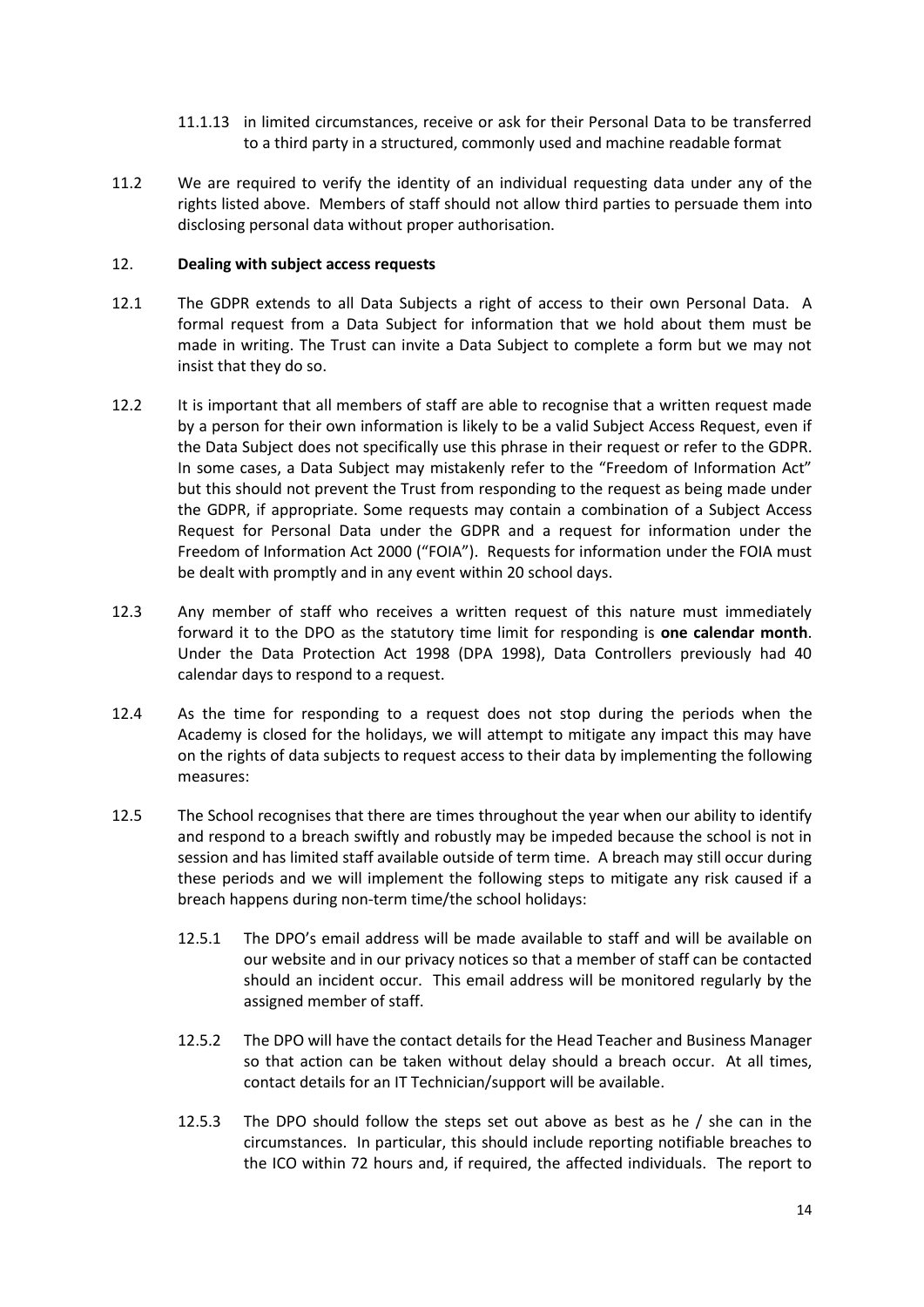11.1.13 in limited circumstances, receive or ask for their Personal Data to be transferred to a third party in a structured, commonly used and machine readable format

11.2 We are required to verify the identity of an individual requesting data under any of the rights listed above. Members of staff should not allow third parties to persuade them into disclosing personal data without proper authorisation.

## 12. **Dealing with subject access requests**

12.1 The GDPR extends to all Data Subjects a right of access to their own Personal Data. A formal request from a Data Subject for information that we hold about them must be made in writing. The Trust can invite a Data Subject to complete a form but we may not insist that they do so.

12.2 It is important that all members of staff are able to recognise that a written request made by a person for their own information is likely to be a valid Subject Access Request, even if the Data Subject does not specifically use this phrase in their request or refer to the GDPR. In some cases, a Data Subject may mistakenly refer to the "Freedom of Information Act" but this should not prevent the Trust from responding to the request as being made under the GDPR, if appropriate. Some requests may contain a combination of a Subject Access Request for Personal Data under the GDPR and a request for information under the Freedom of Information Act 2000 ("FOIA"). Requests for information under the FOIA must be dealt with promptly and in any event within 20 school days.

12.3 Any member of staff who receives a written request of this nature must immediately forward it to the DPO as the statutory time limit for responding is **one calendar month**. Under the Data Protection Act 1998 (DPA 1998), Data Controllers previously had 40 calendar days to respond to a request.

12.4 As the time for responding to a request does not stop during the periods when the Academy is closed for the holidays, we will attempt to mitigate any impact this may have on the rights of data subjects to request access to their data by implementing the following measures:

12.5 The School recognises that there are times throughout the year when our ability to identify and respond to a breach swiftly and robustly may be impeded because the school is not in session and has limited staff available outside of term time. A breach may still occur during these periods and we will implement the following steps to mitigate any risk caused if a breach happens during non-term time/the school holidays:

12.5.1 The DPO's email address will be made available to staff and will be available on our website and in our privacy notices so that a member of staff can be contacted should an incident occur. This email address will be monitored regularly by the assigned member of staff.

12.5.2 The DPO will have the contact details for the Head Teacher and Business Manager so that action can be taken without delay should a breach occur. At all times, contact details for an IT Technician/support will be available.

12.5.3 The DPO should follow the steps set out above as best as he / she can in the circumstances. In particular, this should include reporting notifiable breaches to the ICO within 72 hours and, if required, the affected individuals. The report to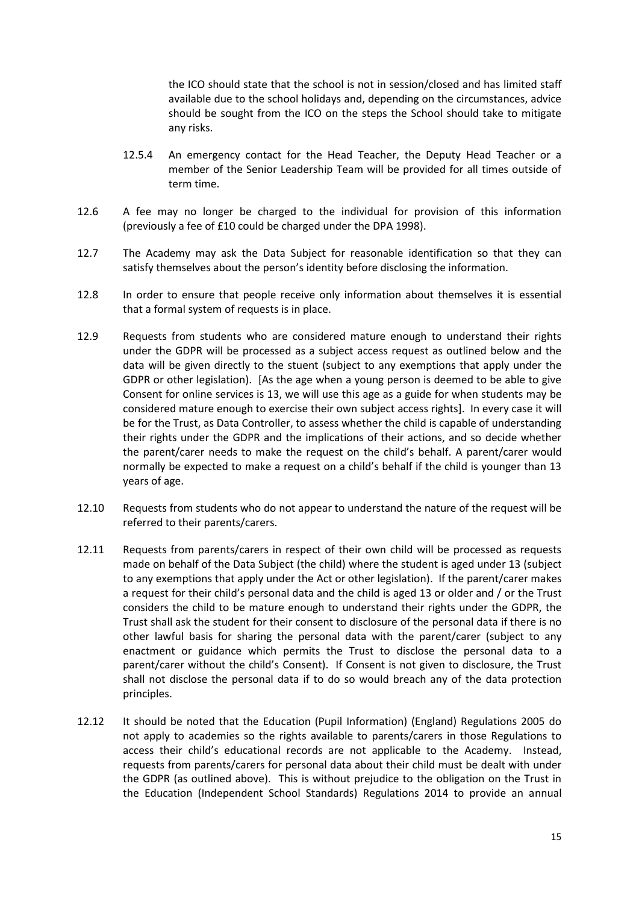the ICO should state that the school is not in session/closed and has limited staff available due to the school holidays and, depending on the circumstances, advice should be sought from the ICO on the steps the School should take to mitigate any risks.

12.5.4 An emergency contact for the Head Teacher, the Deputy Head Teacher or a member of the Senior Leadership Team will be provided for all times outside of term time.

12.6 A fee may no longer be charged to the individual for provision of this information (previously a fee of £10 could be charged under the DPA 1998).

12.7 The Academy may ask the Data Subject for reasonable identification so that they can satisfy themselves about the person's identity before disclosing the information.

12.8 In order to ensure that people receive only information about themselves it is essential that a formal system of requests is in place.

12.9 Requests from students who are considered mature enough to understand their rights under the GDPR will be processed as a subject access request as outlined below and the data will be given directly to the stuent (subject to any exemptions that apply under the GDPR or other legislation). [As the age when a young person is deemed to be able to give Consent for online services is 13, we will use this age as a guide for when students may be considered mature enough to exercise their own subject access rights]. In every case it will be for the Trust, as Data Controller, to assess whether the child is capable of understanding their rights under the GDPR and the implications of their actions, and so decide whether the parent/carer needs to make the request on the child's behalf. A parent/carer would normally be expected to make a request on a child's behalf if the child is younger than 13 years of age.

12.10 Requests from students who do not appear to understand the nature of the request will be referred to their parents/carers.

12.11 Requests from parents/carers in respect of their own child will be processed as requests made on behalf of the Data Subject (the child) where the student is aged under 13 (subject to any exemptions that apply under the Act or other legislation). If the parent/carer makes a request for their child's personal data and the child is aged 13 or older and / or the Trust considers the child to be mature enough to understand their rights under the GDPR, the Trust shall ask the student for their consent to disclosure of the personal data if there is no other lawful basis for sharing the personal data with the parent/carer (subject to any enactment or guidance which permits the Trust to disclose the personal data to a parent/carer without the child's Consent). If Consent is not given to disclosure, the Trust shall not disclose the personal data if to do so would breach any of the data protection principles.

12.12 It should be noted that the Education (Pupil Information) (England) Regulations 2005 do not apply to academies so the rights available to parents/carers in those Regulations to access their child's educational records are not applicable to the Academy. Instead, requests from parents/carers for personal data about their child must be dealt with under the GDPR (as outlined above). This is without prejudice to the obligation on the Trust in the Education (Independent School Standards) Regulations 2014 to provide an annual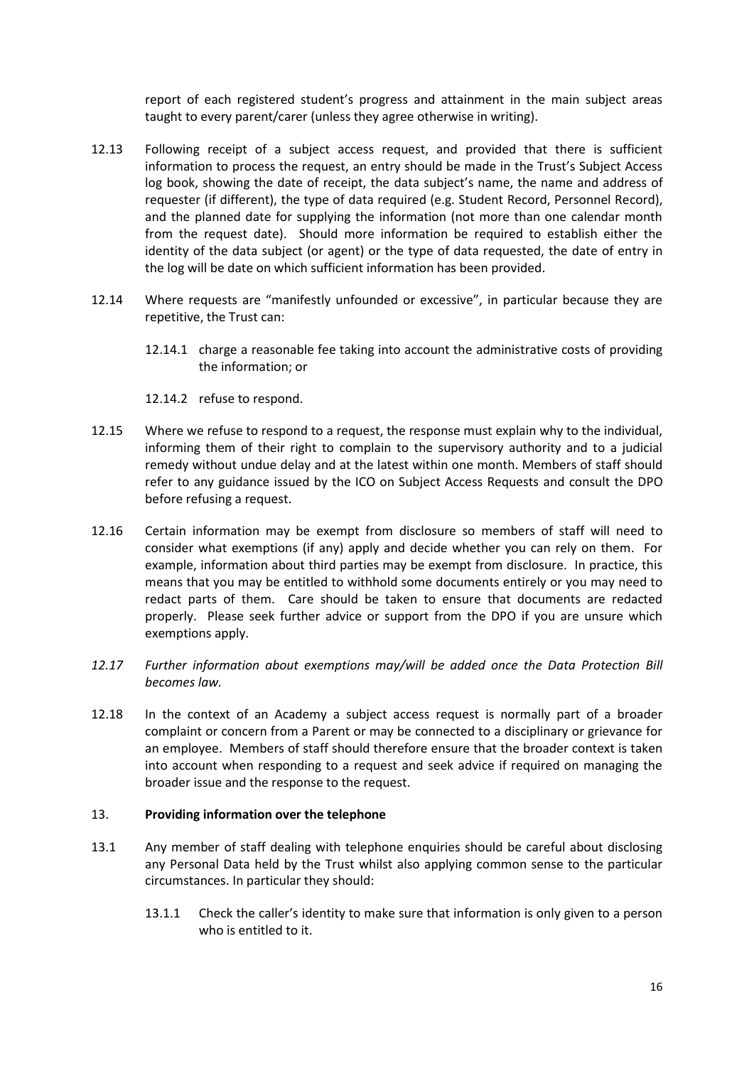report of each registered student's progress and attainment in the main subject areas taught to every parent/carer (unless they agree otherwise in writing).

12.13 Following receipt of a subject access request, and provided that there is sufficient information to process the request, an entry should be made in the Trust's Subject Access log book, showing the date of receipt, the data subject's name, the name and address of requester (if different), the type of data required (e.g. Student Record, Personnel Record), and the planned date for supplying the information (not more than one calendar month from the request date). Should more information be required to establish either the identity of the data subject (or agent) or the type of data requested, the date of entry in the log will be date on which sufficient information has been provided.

12.14 Where requests are "manifestly unfounded or excessive", in particular because they are repetitive, the Trust can:

12.14.1 charge a reasonable fee taking into account the administrative costs of providing the information; or

12.14.2 refuse to respond.

12.15 Where we refuse to respond to a request, the response must explain why to the individual, informing them of their right to complain to the supervisory authority and to a judicial remedy without undue delay and at the latest within one month. Members of staff should refer to any guidance issued by the ICO on Subject Access Requests and consult the DPO before refusing a request.

12.16 Certain information may be exempt from disclosure so members of staff will need to consider what exemptions (if any) apply and decide whether you can rely on them. For example, information about third parties may be exempt from disclosure. In practice, this means that you may be entitled to withhold some documents entirely or you may need to redact parts of them. Care should be taken to ensure that documents are redacted properly. Please seek further advice or support from the DPO if you are unsure which exemptions apply.

*12.17 Further information about exemptions may/will be added once the Data Protection Bill becomes law.*

12.18 In the context of an Academy a subject access request is normally part of a broader complaint or concern from a Parent or may be connected to a disciplinary or grievance for an employee. Members of staff should therefore ensure that the broader context is taken into account when responding to a request and seek advice if required on managing the broader issue and the response to the request.

## 13. **Providing information over the telephone**

13.1 Any member of staff dealing with telephone enquiries should be careful about disclosing any Personal Data held by the Trust whilst also applying common sense to the particular circumstances. In particular they should:

13.1.1 Check the caller's identity to make sure that information is only given to a person who is entitled to it.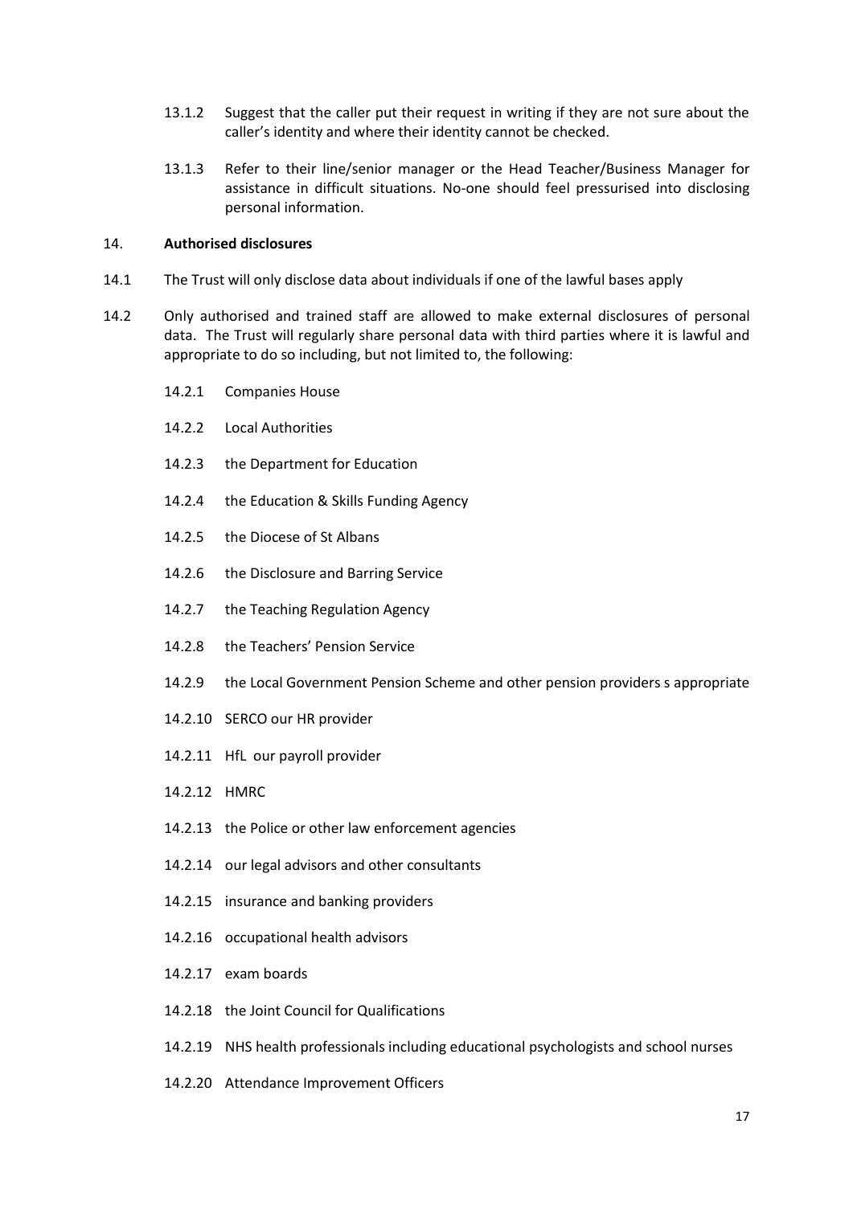13.1.2 Suggest that the caller put their request in writing if they are not sure about the caller's identity and where their identity cannot be checked.

13.1.3 Refer to their line/senior manager or the Head Teacher/Business Manager for assistance in difficult situations. No-one should feel pressurised into disclosing personal information.

## 14. **Authorised disclosures**

14.1 The Trust will only disclose data about individuals if one of the lawful bases apply

14.2 Only authorised and trained staff are allowed to make external disclosures of personal data. The Trust will regularly share personal data with third parties where it is lawful and appropriate to do so including, but not limited to, the following:

14.2.1 Companies House

14.2.2 Local Authorities

14.2.3 the Department for Education

14.2.4 the Education & Skills Funding Agency

14.2.5 the Diocese of St Albans

14.2.6 the Disclosure and Barring Service

14.2.7 the Teaching Regulation Agency

14.2.8 the Teachers' Pension Service

14.2.9 the Local Government Pension Scheme and other pension providers s appropriate

14.2.10 SERCO our HR provider

14.2.11 HfL our payroll provider

14.2.12 HMRC

14.2.13 the Police or other law enforcement agencies

14.2.14 our legal advisors and other consultants

14.2.15 insurance and banking providers

14.2.16 occupational health advisors

14.2.17 exam boards

14.2.18 the Joint Council for Qualifications

14.2.19 NHS health professionals including educational psychologists and school nurses

14.2.20 Attendance Improvement Officers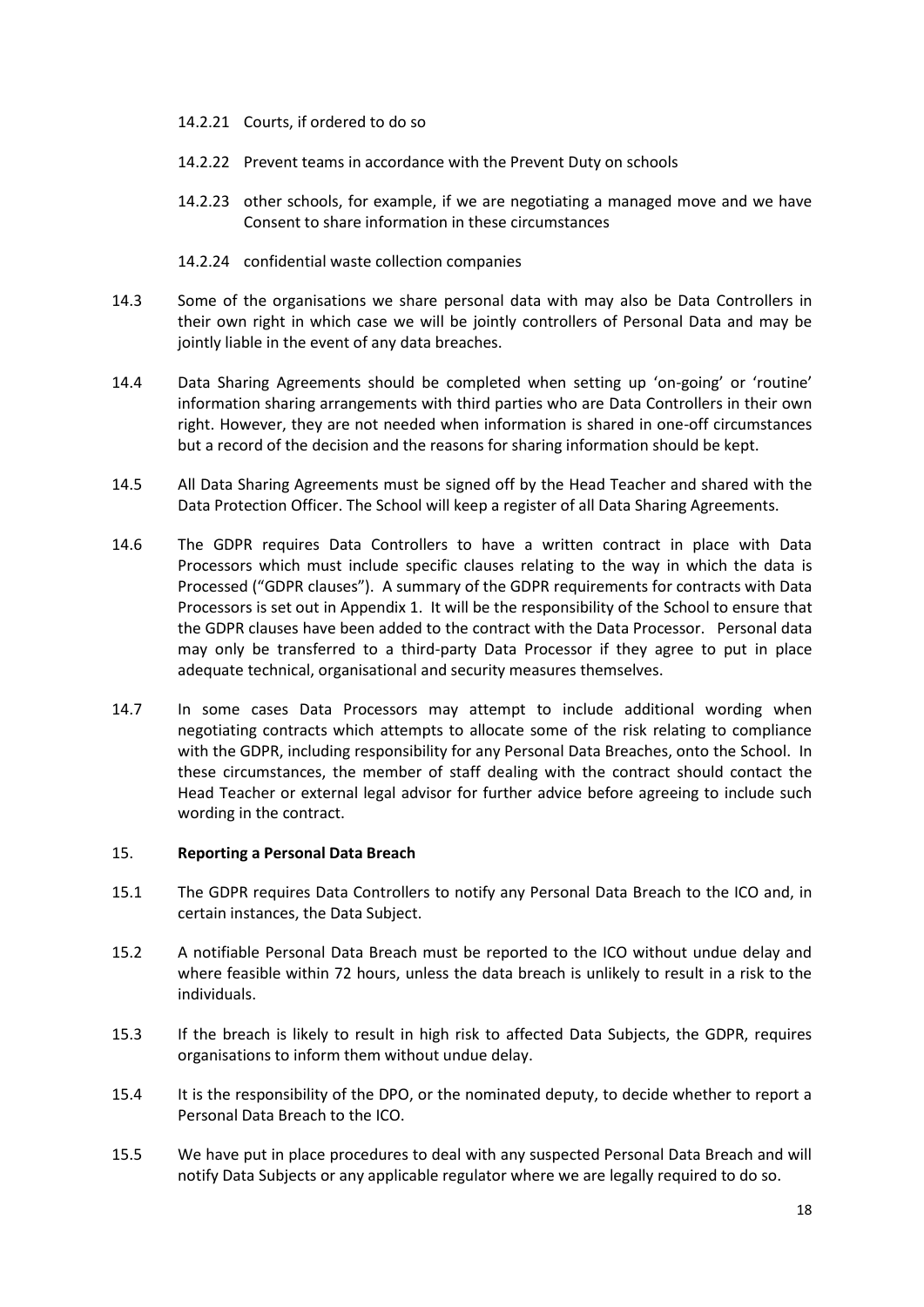14.2.21 Courts, if ordered to do so

14.2.22 Prevent teams in accordance with the Prevent Duty on schools

14.2.23 other schools, for example, if we are negotiating a managed move and we have Consent to share information in these circumstances

14.2.24 confidential waste collection companies

14.3 Some of the organisations we share personal data with may also be Data Controllers in their own right in which case we will be jointly controllers of Personal Data and may be jointly liable in the event of any data breaches.

14.4 Data Sharing Agreements should be completed when setting up 'on-going' or 'routine' information sharing arrangements with third parties who are Data Controllers in their own right. However, they are not needed when information is shared in one-off circumstances but a record of the decision and the reasons for sharing information should be kept.

14.5 All Data Sharing Agreements must be signed off by the Head Teacher and shared with the Data Protection Officer. The School will keep a register of all Data Sharing Agreements.

14.6 The GDPR requires Data Controllers to have a written contract in place with Data Processors which must include specific clauses relating to the way in which the data is Processed ("GDPR clauses"). A summary of the GDPR requirements for contracts with Data Processors is set out in Appendix 1. It will be the responsibility of the School to ensure that the GDPR clauses have been added to the contract with the Data Processor. Personal data may only be transferred to a third-party Data Processor if they agree to put in place adequate technical, organisational and security measures themselves.

14.7 In some cases Data Processors may attempt to include additional wording when negotiating contracts which attempts to allocate some of the risk relating to compliance with the GDPR, including responsibility for any Personal Data Breaches, onto the School. In these circumstances, the member of staff dealing with the contract should contact the Head Teacher or external legal advisor for further advice before agreeing to include such wording in the contract.

## 15. Reporting a Personal Data Breach

15.1 The GDPR requires Data Controllers to notify any Personal Data Breach to the ICO and, in certain instances, the Data Subject.

15.2 A notifiable Personal Data Breach must be reported to the ICO without undue delay and where feasible within 72 hours, unless the data breach is unlikely to result in a risk to the individuals.

15.3 If the breach is likely to result in high risk to affected Data Subjects, the GDPR, requires organisations to inform them without undue delay.

15.4 It is the responsibility of the DPO, or the nominated deputy, to decide whether to report a Personal Data Breach to the ICO.

15.5 We have put in place procedures to deal with any suspected Personal Data Breach and will notify Data Subjects or any applicable regulator where we are legally required to do so.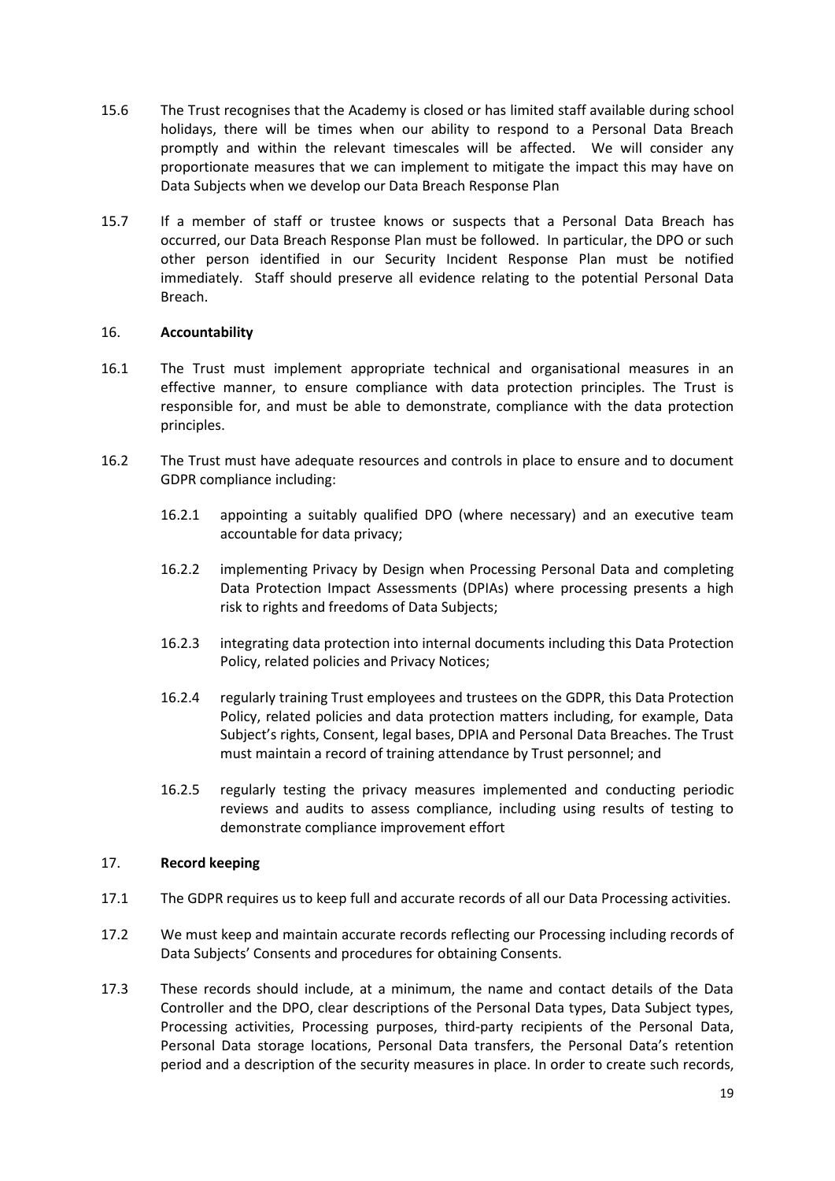15.6 The Trust recognises that the Academy is closed or has limited staff available during school holidays, there will be times when our ability to respond to a Personal Data Breach promptly and within the relevant timescales will be affected. We will consider any proportionate measures that we can implement to mitigate the impact this may have on Data Subjects when we develop our Data Breach Response Plan

15.7 If a member of staff or trustee knows or suspects that a Personal Data Breach has occurred, our Data Breach Response Plan must be followed. In particular, the DPO or such other person identified in our Security Incident Response Plan must be notified immediately. Staff should preserve all evidence relating to the potential Personal Data Breach.

## 16. **Accountability**

16.1 The Trust must implement appropriate technical and organisational measures in an effective manner, to ensure compliance with data protection principles. The Trust is responsible for, and must be able to demonstrate, compliance with the data protection principles.

16.2 The Trust must have adequate resources and controls in place to ensure and to document GDPR compliance including:

16.2.1 appointing a suitably qualified DPO (where necessary) and an executive team accountable for data privacy;

16.2.2 implementing Privacy by Design when Processing Personal Data and completing Data Protection Impact Assessments (DPIAs) where processing presents a high risk to rights and freedoms of Data Subjects;

16.2.3 integrating data protection into internal documents including this Data Protection Policy, related policies and Privacy Notices;

16.2.4 regularly training Trust employees and trustees on the GDPR, this Data Protection Policy, related policies and data protection matters including, for example, Data Subject's rights, Consent, legal bases, DPIA and Personal Data Breaches. The Trust must maintain a record of training attendance by Trust personnel; and

16.2.5 regularly testing the privacy measures implemented and conducting periodic reviews and audits to assess compliance, including using results of testing to demonstrate compliance improvement effort

## 17. **Record keeping**

17.1 The GDPR requires us to keep full and accurate records of all our Data Processing activities.

17.2 We must keep and maintain accurate records reflecting our Processing including records of Data Subjects' Consents and procedures for obtaining Consents.

17.3 These records should include, at a minimum, the name and contact details of the Data Controller and the DPO, clear descriptions of the Personal Data types, Data Subject types, Processing activities, Processing purposes, third-party recipients of the Personal Data, Personal Data storage locations, Personal Data transfers, the Personal Data's retention period and a description of the security measures in place. In order to create such records,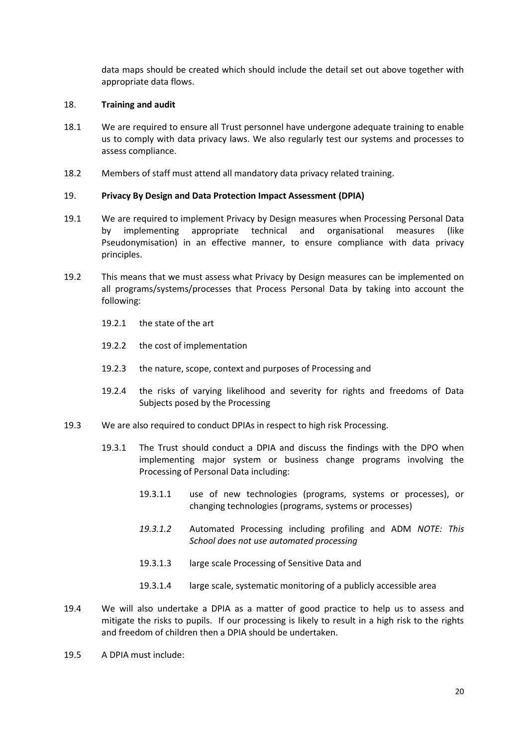data maps should be created which should include the detail set out above together with appropriate data flows.

## 18. **Training and audit**

18.1 We are required to ensure all Trust personnel have undergone adequate training to enable us to comply with data privacy laws. We also regularly test our systems and processes to assess compliance.

18.2 Members of staff must attend all mandatory data privacy related training.

## 19. **Privacy By Design and Data Protection Impact Assessment (DPIA)**

19.1 We are required to implement Privacy by Design measures when Processing Personal Data by implementing appropriate technical and organisational measures (like Pseudonymisation) in an effective manner, to ensure compliance with data privacy principles.

19.2 This means that we must assess what Privacy by Design measures can be implemented on all programs/systems/processes that Process Personal Data by taking into account the following:

- 19.2.1 the state of the art
- 19.2.2 the cost of implementation
- 19.2.3 the nature, scope, context and purposes of Processing and
- 19.2.4 the risks of varying likelihood and severity for rights and freedoms of Data Subjects posed by the Processing

19.3 We are also required to conduct DPIAs in respect to high risk Processing.

- 19.3.1 The Trust should conduct a DPIA and discuss the findings with the DPO when implementing major system or business change programs involving the Processing of Personal Data including:
  - 19.3.1.1 use of new technologies (programs, systems or processes), or changing technologies (programs, systems or processes)
  - *19.3.1.2* Automated Processing including profiling and ADM *NOTE: This School does not use automated processing*
  - 19.3.1.3 large scale Processing of Sensitive Data and
  - 19.3.1.4 large scale, systematic monitoring of a publicly accessible area

19.4 We will also undertake a DPIA as a matter of good practice to help us to assess and mitigate the risks to pupils. If our processing is likely to result in a high risk to the rights and freedom of children then a DPIA should be undertaken.

19.5 A DPIA must include: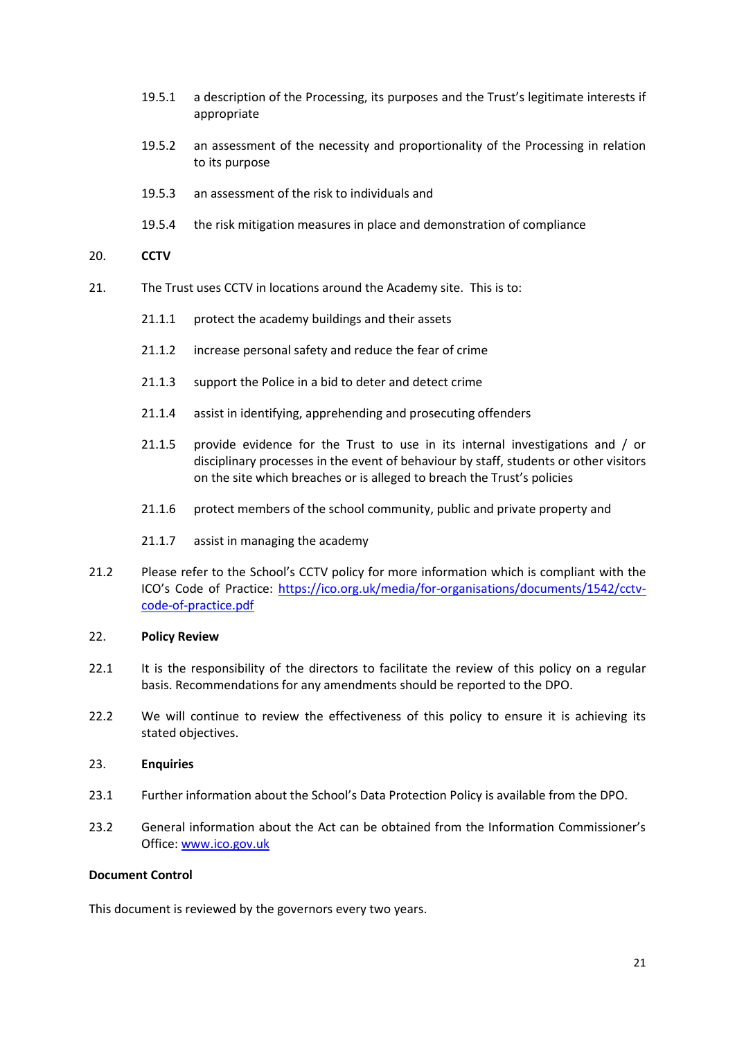19.5.1 a description of the Processing, its purposes and the Trust's legitimate interests if appropriate

19.5.2 an assessment of the necessity and proportionality of the Processing in relation to its purpose

19.5.3 an assessment of the risk to individuals and

19.5.4 the risk mitigation measures in place and demonstration of compliance

## 20. CCTV

21. The Trust uses CCTV in locations around the Academy site. This is to:

21.1.1 protect the academy buildings and their assets

21.1.2 increase personal safety and reduce the fear of crime

21.1.3 support the Police in a bid to deter and detect crime

21.1.4 assist in identifying, apprehending and prosecuting offenders

21.1.5 provide evidence for the Trust to use in its internal investigations and / or disciplinary processes in the event of behaviour by staff, students or other visitors on the site which breaches or is alleged to breach the Trust's policies

21.1.6 protect members of the school community, public and private property and

21.1.7 assist in managing the academy

21.2 Please refer to the School's CCTV policy for more information which is compliant with the ICO's Code of Practice: [https://ico.org.uk/media/for-organisations/documents/1542/cctv-code-of-practice.pdf](https://ico.org.uk/media/for-organisations/documents/1542/cctv-code-of-practice.pdf)

## 22. Policy Review

22.1 It is the responsibility of the directors to facilitate the review of this policy on a regular basis. Recommendations for any amendments should be reported to the DPO.

22.2 We will continue to review the effectiveness of this policy to ensure it is achieving its stated objectives.

## 23. Enquiries

23.1 Further information about the School's Data Protection Policy is available from the DPO.

23.2 General information about the Act can be obtained from the Information Commissioner's Office: [www.ico.gov.uk](http://www.ico.gov.uk)

**Document Control**

This document is reviewed by the governors every two years.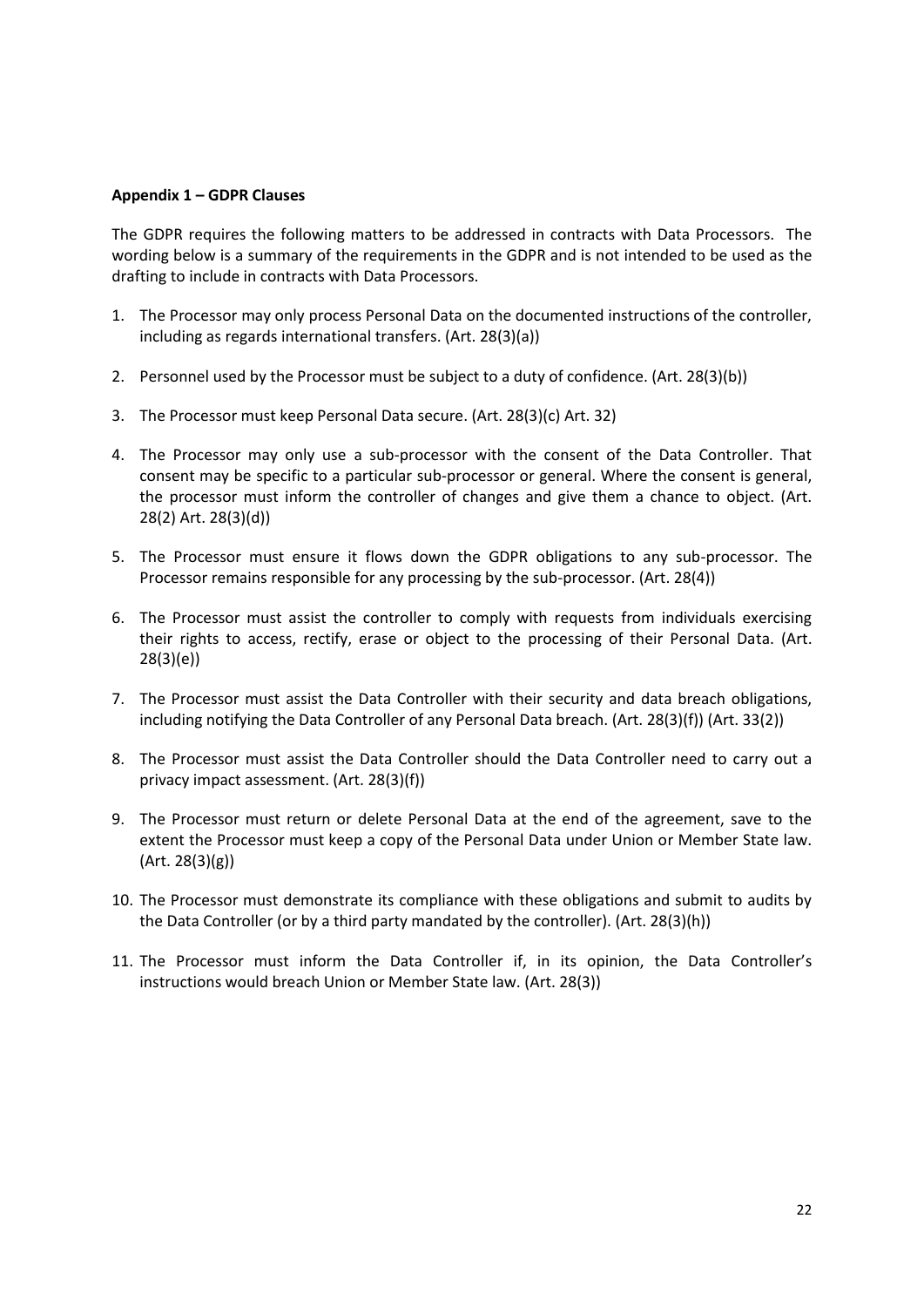**Appendix 1 – GDPR Clauses**

The GDPR requires the following matters to be addressed in contracts with Data Processors. The wording below is a summary of the requirements in the GDPR and is not intended to be used as the drafting to include in contracts with Data Processors.

1. The Processor may only process Personal Data on the documented instructions of the controller, including as regards international transfers. (Art. 28(3)(a))

2. Personnel used by the Processor must be subject to a duty of confidence. (Art. 28(3)(b))

3. The Processor must keep Personal Data secure. (Art. 28(3)(c) Art. 32)

4. The Processor may only use a sub-processor with the consent of the Data Controller. That consent may be specific to a particular sub-processor or general. Where the consent is general, the processor must inform the controller of changes and give them a chance to object. (Art. 28(2) Art. 28(3)(d))

5. The Processor must ensure it flows down the GDPR obligations to any sub-processor. The Processor remains responsible for any processing by the sub-processor. (Art. 28(4))

6. The Processor must assist the controller to comply with requests from individuals exercising their rights to access, rectify, erase or object to the processing of their Personal Data. (Art. 28(3)(e))

7. The Processor must assist the Data Controller with their security and data breach obligations, including notifying the Data Controller of any Personal Data breach. (Art. 28(3)(f)) (Art. 33(2))

8. The Processor must assist the Data Controller should the Data Controller need to carry out a privacy impact assessment. (Art. 28(3)(f))

9. The Processor must return or delete Personal Data at the end of the agreement, save to the extent the Processor must keep a copy of the Personal Data under Union or Member State law. (Art. 28(3)(g))

10. The Processor must demonstrate its compliance with these obligations and submit to audits by the Data Controller (or by a third party mandated by the controller). (Art. 28(3)(h))

11. The Processor must inform the Data Controller if, in its opinion, the Data Controller's instructions would breach Union or Member State law. (Art. 28(3))